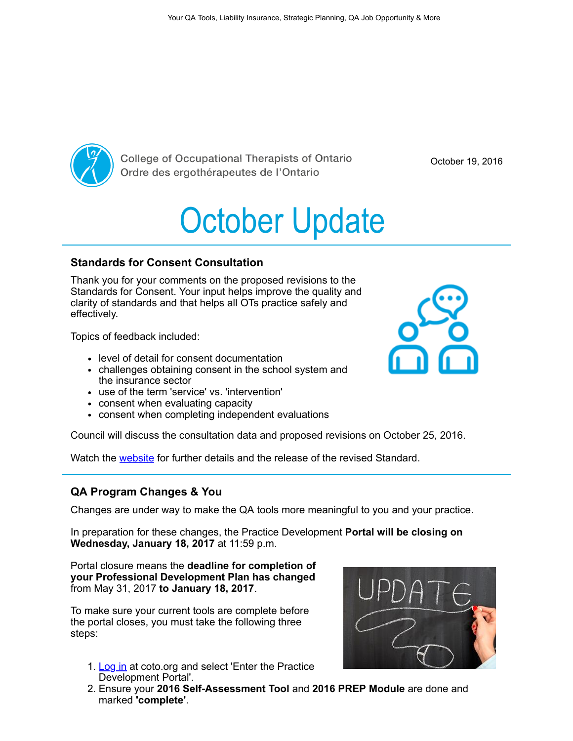Your QA Tools, Liability Insurance, Strategic Planning, QA Job Opportunity & More

College of Occupational Therapists of Ontario
Ordre des ergothérapeutes de l'Ontario

October 19, 2016

# October Update

## Standards for Consent Consultation

Thank you for your comments on the proposed revisions to the Standards for Consent. Your input helps improve the quality and clarity of standards and that helps all OTs practice safely and effectively.

Topics of feedback included:

- level of detail for consent documentation
- challenges obtaining consent in the school system and the insurance sector
- use of the term 'service' vs. 'intervention'
- consent when evaluating capacity
- consent when completing independent evaluations

Council will discuss the consultation data and proposed revisions on October 25, 2016.

Watch the website for further details and the release of the revised Standard.

## QA Program Changes & You

Changes are under way to make the QA tools more meaningful to you and your practice.

In preparation for these changes, the Practice Development **Portal will be closing on Wednesday, January 18, 2017** at 11:59 p.m.

Portal closure means the **deadline for completion of your Professional Development Plan has changed** from May 31, 2017 **to January 18, 2017**.

To make sure your current tools are complete before the portal closes, you must take the following three steps:

1. Log in at coto.org and select 'Enter the Practice Development Portal'.
2. Ensure your **2016 Self-Assessment Tool** and **2016 PREP Module** are done and marked **'complete'**.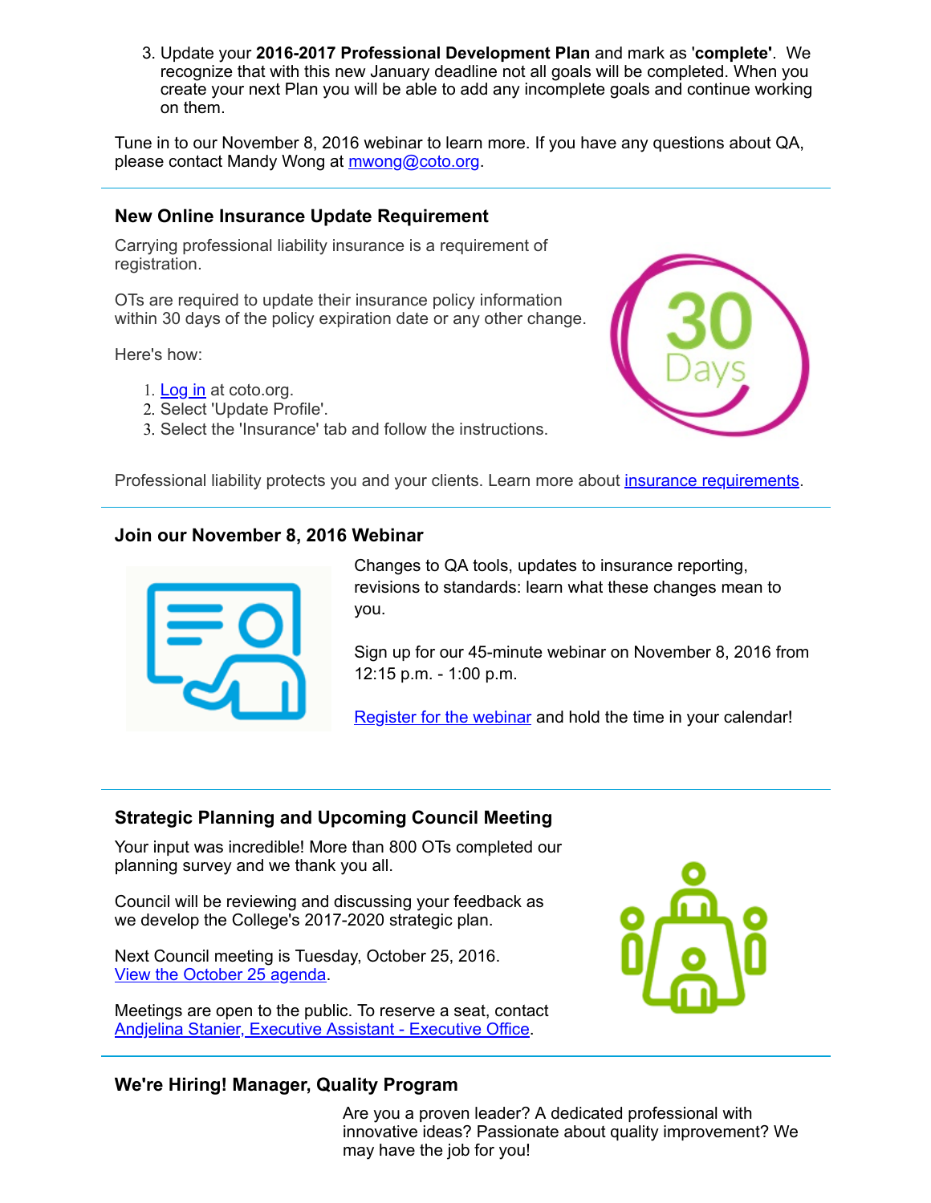3. Update your **2016-2017 Professional Development Plan** and mark as '**complete**'. We recognize that with this new January deadline not all goals will be completed. When you create your next Plan you will be able to add any incomplete goals and continue working on them.

Tune in to our November 8, 2016 webinar to learn more. If you have any questions about QA, please contact Mandy Wong at mwong@coto.org.

### New Online Insurance Update Requirement

Carrying professional liability insurance is a requirement of registration.

OTs are required to update their insurance policy information within 30 days of the policy expiration date or any other change.

Here's how:

1. Log in at coto.org.
2. Select 'Update Profile'.
3. Select the 'Insurance' tab and follow the instructions.

Professional liability protects you and your clients. Learn more about insurance requirements.

### Join our November 8, 2016 Webinar

Changes to QA tools, updates to insurance reporting, revisions to standards: learn what these changes mean to you.

Sign up for our 45-minute webinar on November 8, 2016 from 12:15 p.m. - 1:00 p.m.

Register for the webinar and hold the time in your calendar!

### Strategic Planning and Upcoming Council Meeting

Your input was incredible! More than 800 OTs completed our planning survey and we thank you all.

Council will be reviewing and discussing your feedback as we develop the College's 2017-2020 strategic plan.

Next Council meeting is Tuesday, October 25, 2016.
View the October 25 agenda.

Meetings are open to the public. To reserve a seat, contact Andjelina Stanier, Executive Assistant - Executive Office.

### We're Hiring! Manager, Quality Program

Are you a proven leader? A dedicated professional with innovative ideas? Passionate about quality improvement? We may have the job for you!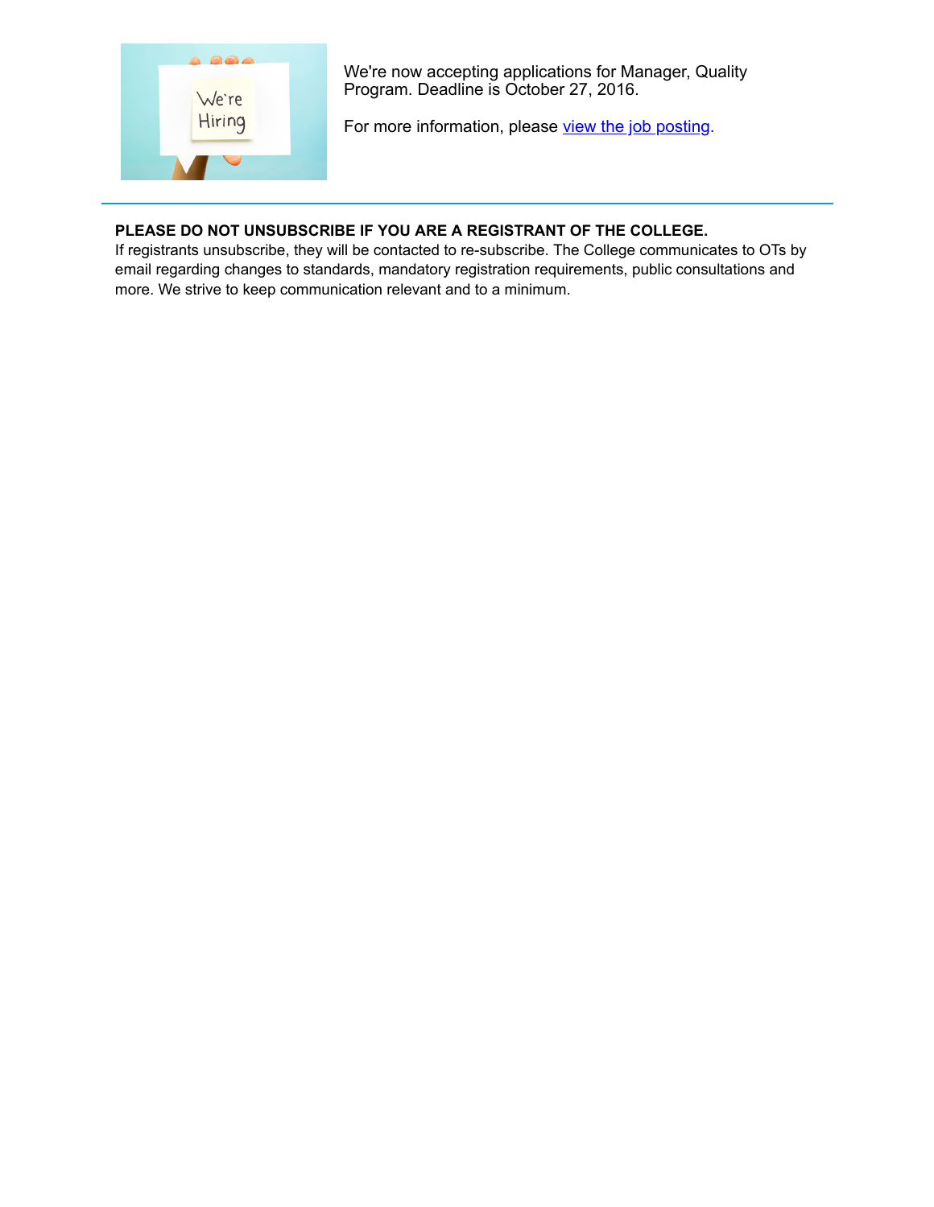We're now accepting applications for Manager, Quality Program. Deadline is October 27, 2016.

For more information, please view the job posting.

---

**PLEASE DO NOT UNSUBSCRIBE IF YOU ARE A REGISTRANT OF THE COLLEGE.**
If registrants unsubscribe, they will be contacted to re-subscribe. The College communicates to OTs by email regarding changes to standards, mandatory registration requirements, public consultations and more. We strive to keep communication relevant and to a minimum.